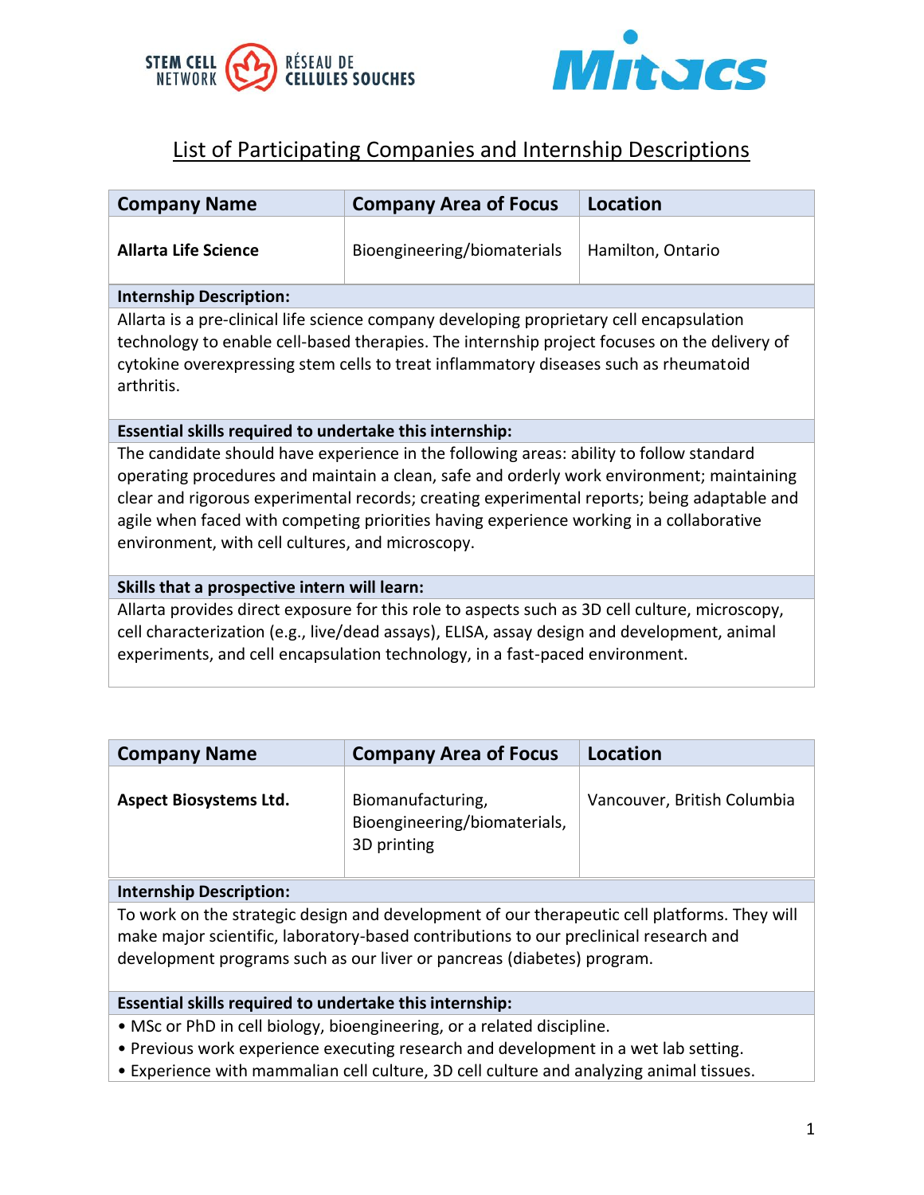# List of Participating Companies and Internship Descriptions

| Company Name | Company Area of Focus | Location |
|---|---|---|
| **Allarta Life Science** | Bioengineering/biomaterials | Hamilton, Ontario |

**Internship Description:**

Allarta is a pre-clinical life science company developing proprietary cell encapsulation technology to enable cell-based therapies. The internship project focuses on the delivery of cytokine overexpressing stem cells to treat inflammatory diseases such as rheumatoid arthritis.

**Essential skills required to undertake this internship:**

The candidate should have experience in the following areas: ability to follow standard operating procedures and maintain a clean, safe and orderly work environment; maintaining clear and rigorous experimental records; creating experimental reports; being adaptable and agile when faced with competing priorities having experience working in a collaborative environment, with cell cultures, and microscopy.

**Skills that a prospective intern will learn:**

Allarta provides direct exposure for this role to aspects such as 3D cell culture, microscopy, cell characterization (e.g., live/dead assays), ELISA, assay design and development, animal experiments, and cell encapsulation technology, in a fast-paced environment.

| Company Name | Company Area of Focus | Location |
|---|---|---|
| **Aspect Biosystems Ltd.** | Biomanufacturing, Bioengineering/biomaterials, 3D printing | Vancouver, British Columbia |

**Internship Description:**

To work on the strategic design and development of our therapeutic cell platforms. They will make major scientific, laboratory-based contributions to our preclinical research and development programs such as our liver or pancreas (diabetes) program.

**Essential skills required to undertake this internship:**

- MSc or PhD in cell biology, bioengineering, or a related discipline.
- Previous work experience executing research and development in a wet lab setting.
- Experience with mammalian cell culture, 3D cell culture and analyzing animal tissues.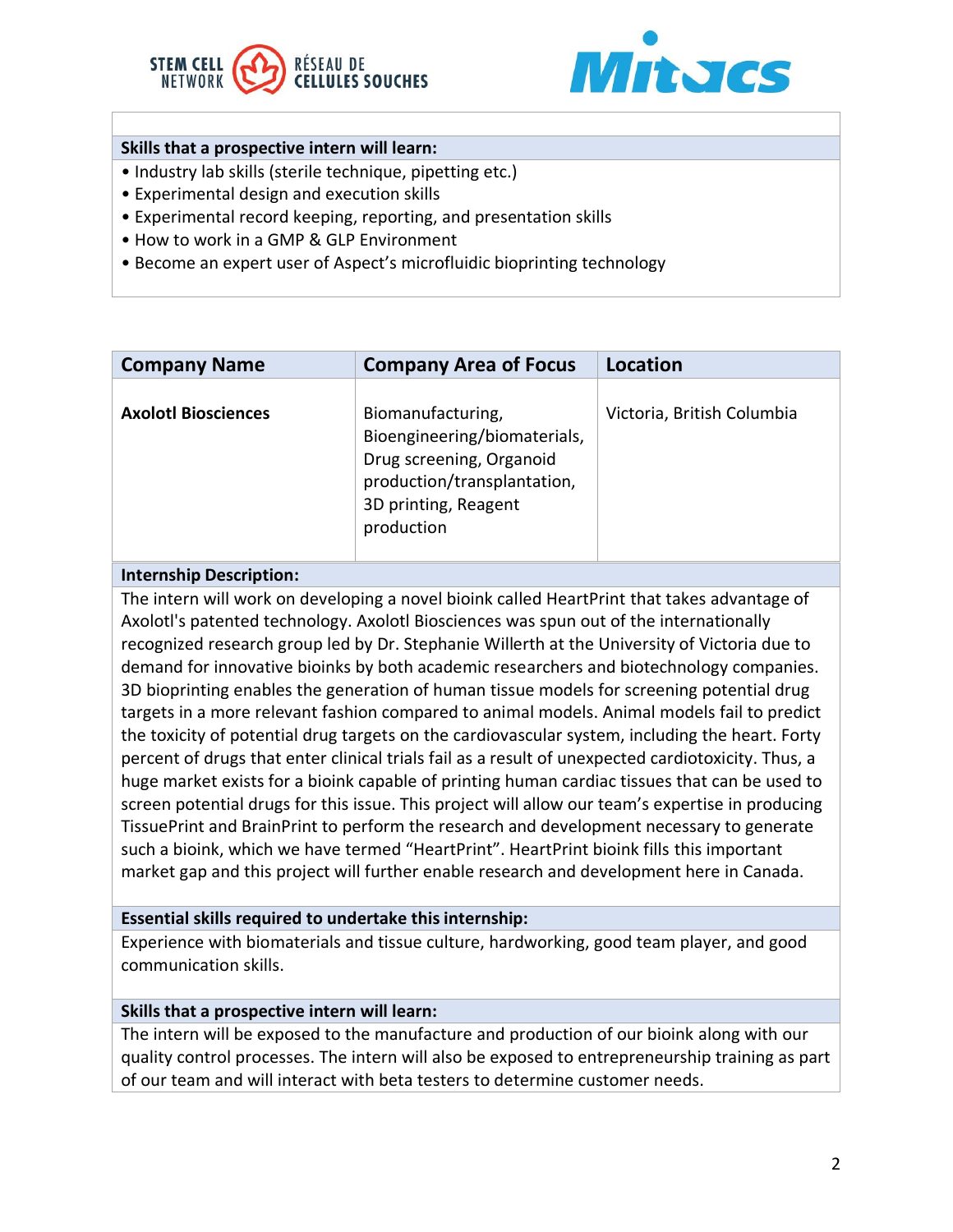**Skills that a prospective intern will learn:**

- Industry lab skills (sterile technique, pipetting etc.)
- Experimental design and execution skills
- Experimental record keeping, reporting, and presentation skills
- How to work in a GMP & GLP Environment
- Become an expert user of Aspect's microfluidic bioprinting technology

| Company Name | Company Area of Focus | Location |
|---|---|---|
| **Axolotl Biosciences** | Biomanufacturing, Bioengineering/biomaterials, Drug screening, Organoid production/transplantation, 3D printing, Reagent production | Victoria, British Columbia |

**Internship Description:**

The intern will work on developing a novel bioink called HeartPrint that takes advantage of Axolotl's patented technology. Axolotl Biosciences was spun out of the internationally recognized research group led by Dr. Stephanie Willerth at the University of Victoria due to demand for innovative bioinks by both academic researchers and biotechnology companies. 3D bioprinting enables the generation of human tissue models for screening potential drug targets in a more relevant fashion compared to animal models. Animal models fail to predict the toxicity of potential drug targets on the cardiovascular system, including the heart. Forty percent of drugs that enter clinical trials fail as a result of unexpected cardiotoxicity. Thus, a huge market exists for a bioink capable of printing human cardiac tissues that can be used to screen potential drugs for this issue. This project will allow our team's expertise in producing TissuePrint and BrainPrint to perform the research and development necessary to generate such a bioink, which we have termed "HeartPrint". HeartPrint bioink fills this important market gap and this project will further enable research and development here in Canada.

**Essential skills required to undertake this internship:**

Experience with biomaterials and tissue culture, hardworking, good team player, and good communication skills.

**Skills that a prospective intern will learn:**

The intern will be exposed to the manufacture and production of our bioink along with our quality control processes. The intern will also be exposed to entrepreneurship training as part of our team and will interact with beta testers to determine customer needs.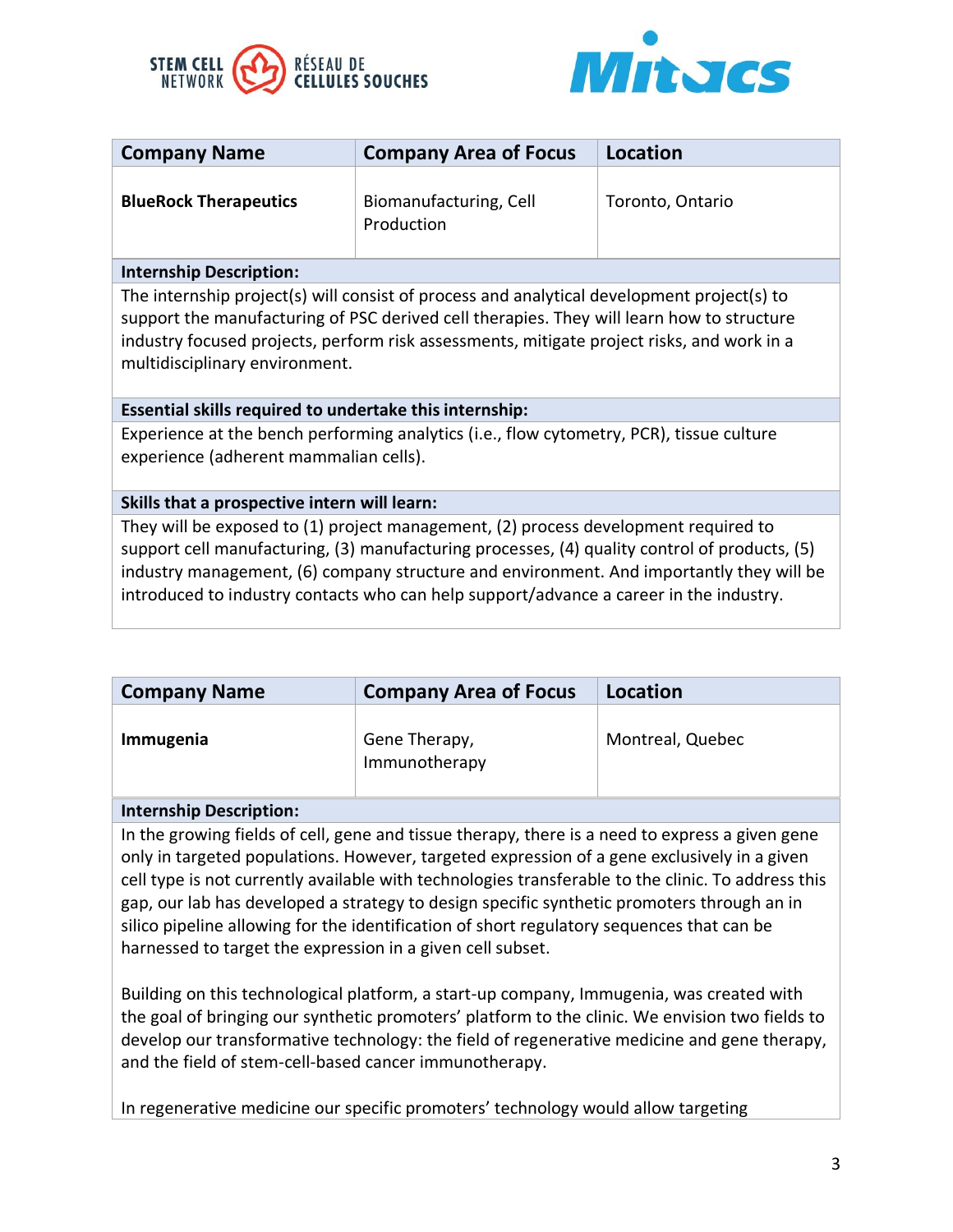| Company Name | Company Area of Focus | Location |
|---|---|---|
| **BlueRock Therapeutics** | Biomanufacturing, Cell Production | Toronto, Ontario |

**Internship Description:**

The internship project(s) will consist of process and analytical development project(s) to support the manufacturing of PSC derived cell therapies. They will learn how to structure industry focused projects, perform risk assessments, mitigate project risks, and work in a multidisciplinary environment.

**Essential skills required to undertake this internship:**

Experience at the bench performing analytics (i.e., flow cytometry, PCR), tissue culture experience (adherent mammalian cells).

**Skills that a prospective intern will learn:**

They will be exposed to (1) project management, (2) process development required to support cell manufacturing, (3) manufacturing processes, (4) quality control of products, (5) industry management, (6) company structure and environment. And importantly they will be introduced to industry contacts who can help support/advance a career in the industry.

| Company Name | Company Area of Focus | Location |
|---|---|---|
| **Immugenia** | Gene Therapy, Immunotherapy | Montreal, Quebec |

**Internship Description:**

In the growing fields of cell, gene and tissue therapy, there is a need to express a given gene only in targeted populations. However, targeted expression of a gene exclusively in a given cell type is not currently available with technologies transferable to the clinic. To address this gap, our lab has developed a strategy to design specific synthetic promoters through an in silico pipeline allowing for the identification of short regulatory sequences that can be harnessed to target the expression in a given cell subset.

Building on this technological platform, a start-up company, Immugenia, was created with the goal of bringing our synthetic promoters' platform to the clinic. We envision two fields to develop our transformative technology: the field of regenerative medicine and gene therapy, and the field of stem-cell-based cancer immunotherapy.

In regenerative medicine our specific promoters' technology would allow targeting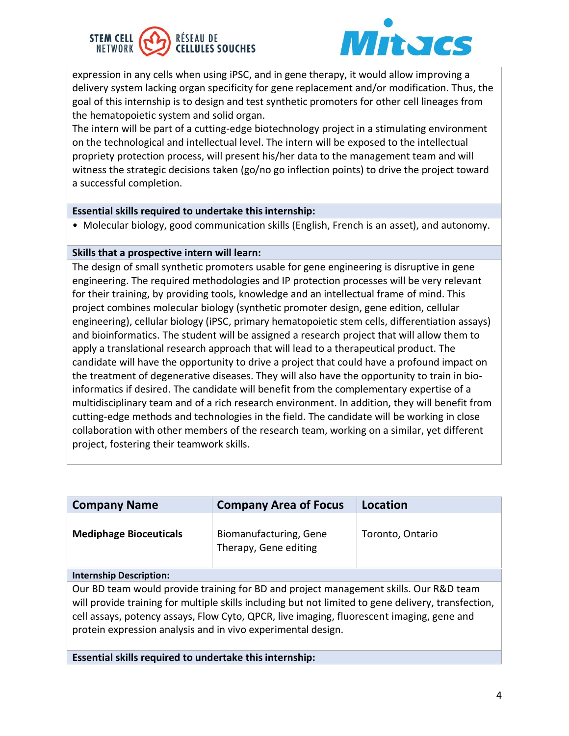expression in any cells when using iPSC, and in gene therapy, it would allow improving a delivery system lacking organ specificity for gene replacement and/or modification. Thus, the goal of this internship is to design and test synthetic promoters for other cell lineages from the hematopoietic system and solid organ.
The intern will be part of a cutting-edge biotechnology project in a stimulating environment on the technological and intellectual level. The intern will be exposed to the intellectual propriety protection process, will present his/her data to the management team and will witness the strategic decisions taken (go/no go inflection points) to drive the project toward a successful completion.

**Essential skills required to undertake this internship:**

- Molecular biology, good communication skills (English, French is an asset), and autonomy.

**Skills that a prospective intern will learn:**

The design of small synthetic promoters usable for gene engineering is disruptive in gene engineering. The required methodologies and IP protection processes will be very relevant for their training, by providing tools, knowledge and an intellectual frame of mind. This project combines molecular biology (synthetic promoter design, gene edition, cellular engineering), cellular biology (iPSC, primary hematopoietic stem cells, differentiation assays) and bioinformatics. The student will be assigned a research project that will allow them to apply a translational research approach that will lead to a therapeutical product. The candidate will have the opportunity to drive a project that could have a profound impact on the treatment of degenerative diseases. They will also have the opportunity to train in bio-informatics if desired. The candidate will benefit from the complementary expertise of a multidisciplinary team and of a rich research environment. In addition, they will benefit from cutting-edge methods and technologies in the field. The candidate will be working in close collaboration with other members of the research team, working on a similar, yet different project, fostering their teamwork skills.

| Company Name | Company Area of Focus | Location |
|---|---|---|
| **Mediphage Bioceuticals** | Biomanufacturing, Gene Therapy, Gene editing | Toronto, Ontario |

**Internship Description:**

Our BD team would provide training for BD and project management skills. Our R&D team will provide training for multiple skills including but not limited to gene delivery, transfection, cell assays, potency assays, Flow Cyto, QPCR, live imaging, fluorescent imaging, gene and protein expression analysis and in vivo experimental design.

**Essential skills required to undertake this internship:**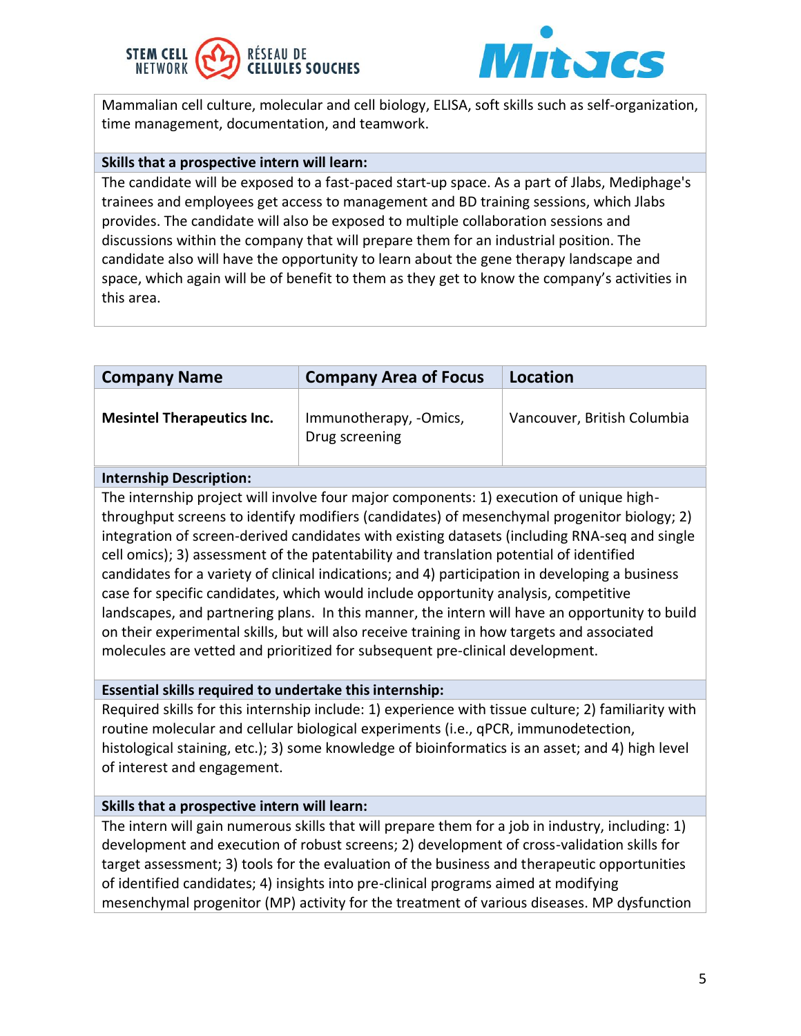Mammalian cell culture, molecular and cell biology, ELISA, soft skills such as self-organization, time management, documentation, and teamwork.

**Skills that a prospective intern will learn:**

The candidate will be exposed to a fast-paced start-up space. As a part of Jlabs, Mediphage's trainees and employees get access to management and BD training sessions, which Jlabs provides. The candidate will also be exposed to multiple collaboration sessions and discussions within the company that will prepare them for an industrial position. The candidate also will have the opportunity to learn about the gene therapy landscape and space, which again will be of benefit to them as they get to know the company's activities in this area.

| Company Name | Company Area of Focus | Location |
|---|---|---|
| **Mesintel Therapeutics Inc.** | Immunotherapy, -Omics, Drug screening | Vancouver, British Columbia |

**Internship Description:**

The internship project will involve four major components: 1) execution of unique high-throughput screens to identify modifiers (candidates) of mesenchymal progenitor biology; 2) integration of screen-derived candidates with existing datasets (including RNA-seq and single cell omics); 3) assessment of the patentability and translation potential of identified candidates for a variety of clinical indications; and 4) participation in developing a business case for specific candidates, which would include opportunity analysis, competitive landscapes, and partnering plans. In this manner, the intern will have an opportunity to build on their experimental skills, but will also receive training in how targets and associated molecules are vetted and prioritized for subsequent pre-clinical development.

**Essential skills required to undertake this internship:**

Required skills for this internship include: 1) experience with tissue culture; 2) familiarity with routine molecular and cellular biological experiments (i.e., qPCR, immunodetection, histological staining, etc.); 3) some knowledge of bioinformatics is an asset; and 4) high level of interest and engagement.

**Skills that a prospective intern will learn:**

The intern will gain numerous skills that will prepare them for a job in industry, including: 1) development and execution of robust screens; 2) development of cross-validation skills for target assessment; 3) tools for the evaluation of the business and therapeutic opportunities of identified candidates; 4) insights into pre-clinical programs aimed at modifying mesenchymal progenitor (MP) activity for the treatment of various diseases. MP dysfunction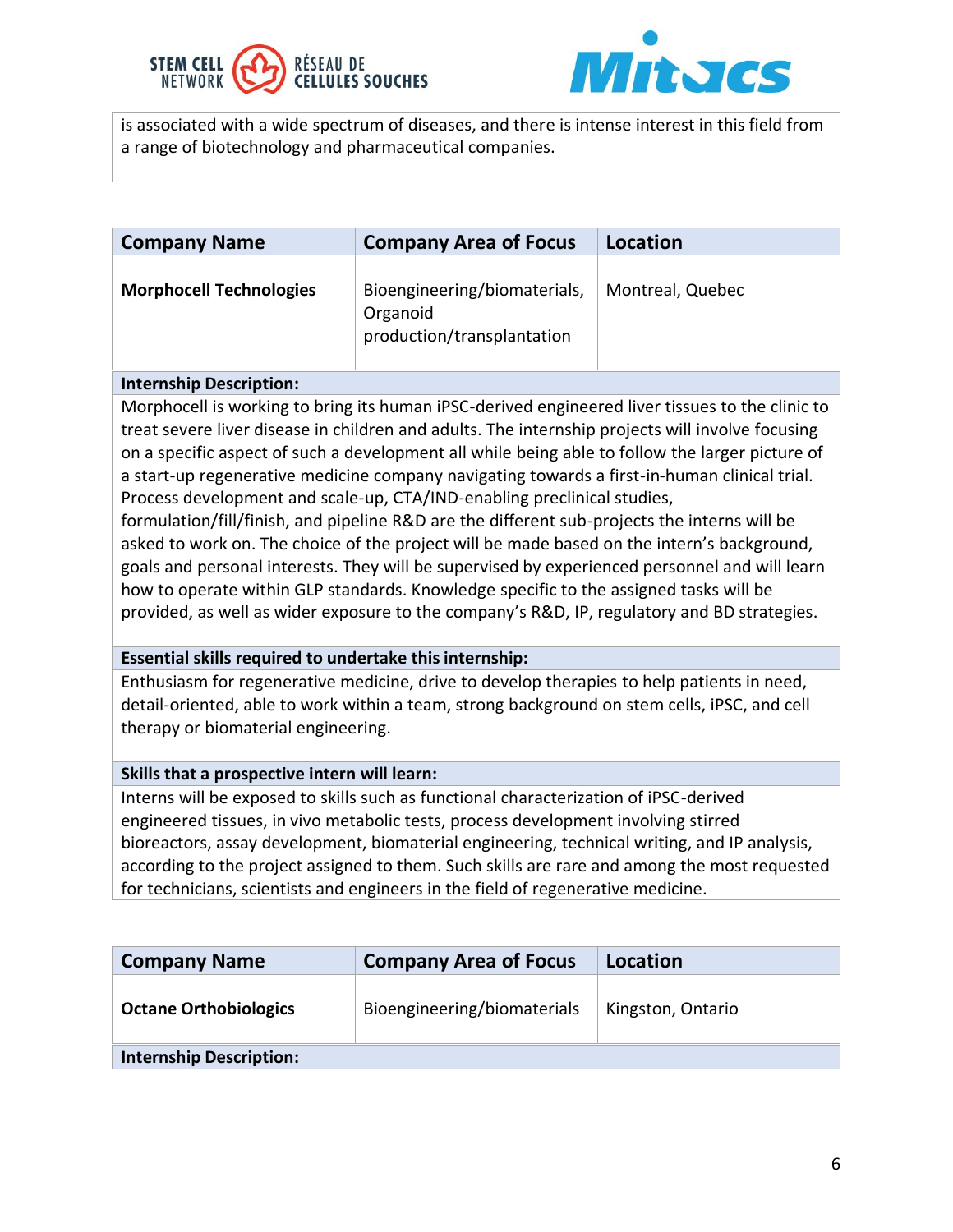is associated with a wide spectrum of diseases, and there is intense interest in this field from a range of biotechnology and pharmaceutical companies.

| Company Name | Company Area of Focus | Location |
| --- | --- | --- |
| **Morphocell Technologies** | Bioengineering/biomaterials, Organoid production/transplantation | Montreal, Quebec |

**Internship Description:**

Morphocell is working to bring its human iPSC-derived engineered liver tissues to the clinic to treat severe liver disease in children and adults. The internship projects will involve focusing on a specific aspect of such a development all while being able to follow the larger picture of a start-up regenerative medicine company navigating towards a first-in-human clinical trial. Process development and scale-up, CTA/IND-enabling preclinical studies, formulation/fill/finish, and pipeline R&D are the different sub-projects the interns will be asked to work on. The choice of the project will be made based on the intern's background, goals and personal interests. They will be supervised by experienced personnel and will learn how to operate within GLP standards. Knowledge specific to the assigned tasks will be provided, as well as wider exposure to the company's R&D, IP, regulatory and BD strategies.

**Essential skills required to undertake this internship:**

Enthusiasm for regenerative medicine, drive to develop therapies to help patients in need, detail-oriented, able to work within a team, strong background on stem cells, iPSC, and cell therapy or biomaterial engineering.

**Skills that a prospective intern will learn:**

Interns will be exposed to skills such as functional characterization of iPSC-derived engineered tissues, in vivo metabolic tests, process development involving stirred bioreactors, assay development, biomaterial engineering, technical writing, and IP analysis, according to the project assigned to them. Such skills are rare and among the most requested for technicians, scientists and engineers in the field of regenerative medicine.

| Company Name | Company Area of Focus | Location |
| --- | --- | --- |
| **Octane Orthobiologics** | Bioengineering/biomaterials | Kingston, Ontario |

**Internship Description:**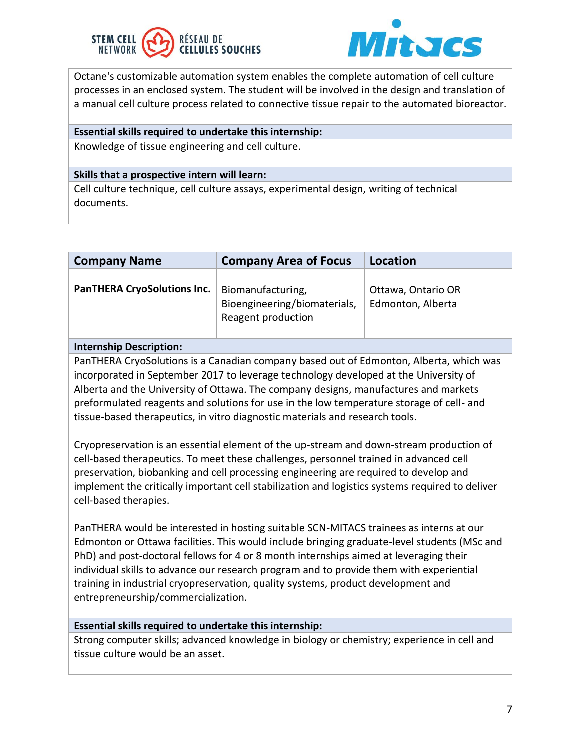Octane's customizable automation system enables the complete automation of cell culture processes in an enclosed system. The student will be involved in the design and translation of a manual cell culture process related to connective tissue repair to the automated bioreactor.

**Essential skills required to undertake this internship:**

Knowledge of tissue engineering and cell culture.

**Skills that a prospective intern will learn:**

Cell culture technique, cell culture assays, experimental design, writing of technical documents.

| Company Name | Company Area of Focus | Location |
|---|---|---|
| **PanTHERA CryoSolutions Inc.** | Biomanufacturing, Bioengineering/biomaterials, Reagent production | Ottawa, Ontario OR Edmonton, Alberta |

**Internship Description:**

PanTHERA CryoSolutions is a Canadian company based out of Edmonton, Alberta, which was incorporated in September 2017 to leverage technology developed at the University of Alberta and the University of Ottawa. The company designs, manufactures and markets preformulated reagents and solutions for use in the low temperature storage of cell- and tissue-based therapeutics, in vitro diagnostic materials and research tools.

Cryopreservation is an essential element of the up-stream and down-stream production of cell-based therapeutics. To meet these challenges, personnel trained in advanced cell preservation, biobanking and cell processing engineering are required to develop and implement the critically important cell stabilization and logistics systems required to deliver cell-based therapies.

PanTHERA would be interested in hosting suitable SCN-MITACS trainees as interns at our Edmonton or Ottawa facilities. This would include bringing graduate-level students (MSc and PhD) and post-doctoral fellows for 4 or 8 month internships aimed at leveraging their individual skills to advance our research program and to provide them with experiential training in industrial cryopreservation, quality systems, product development and entrepreneurship/commercialization.

**Essential skills required to undertake this internship:**

Strong computer skills; advanced knowledge in biology or chemistry; experience in cell and tissue culture would be an asset.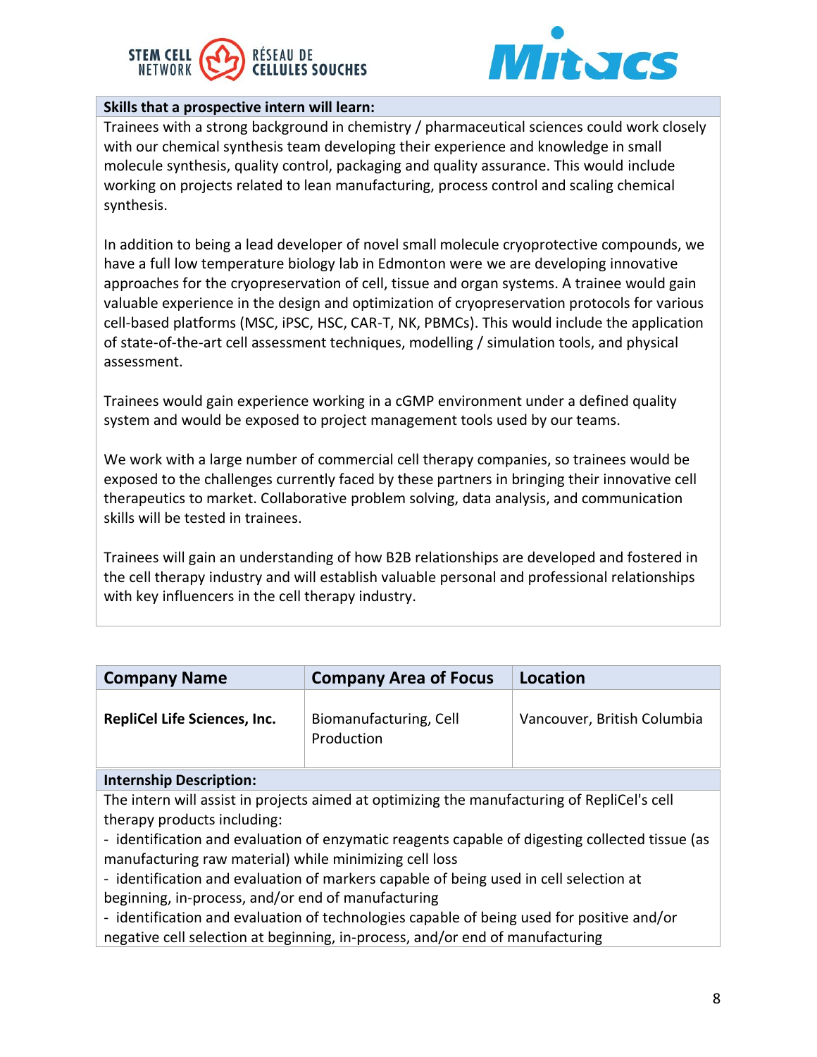**Skills that a prospective intern will learn:**

Trainees with a strong background in chemistry / pharmaceutical sciences could work closely with our chemical synthesis team developing their experience and knowledge in small molecule synthesis, quality control, packaging and quality assurance. This would include working on projects related to lean manufacturing, process control and scaling chemical synthesis.

In addition to being a lead developer of novel small molecule cryoprotective compounds, we have a full low temperature biology lab in Edmonton were we are developing innovative approaches for the cryopreservation of cell, tissue and organ systems. A trainee would gain valuable experience in the design and optimization of cryopreservation protocols for various cell-based platforms (MSC, iPSC, HSC, CAR-T, NK, PBMCs). This would include the application of state-of-the-art cell assessment techniques, modelling / simulation tools, and physical assessment.

Trainees would gain experience working in a cGMP environment under a defined quality system and would be exposed to project management tools used by our teams.

We work with a large number of commercial cell therapy companies, so trainees would be exposed to the challenges currently faced by these partners in bringing their innovative cell therapeutics to market. Collaborative problem solving, data analysis, and communication skills will be tested in trainees.

Trainees will gain an understanding of how B2B relationships are developed and fostered in the cell therapy industry and will establish valuable personal and professional relationships with key influencers in the cell therapy industry.

| Company Name | Company Area of Focus | Location |
|---|---|---|
| **RepliCel Life Sciences, Inc.** | Biomanufacturing, Cell Production | Vancouver, British Columbia |

**Internship Description:**

The intern will assist in projects aimed at optimizing the manufacturing of RepliCel's cell therapy products including:

- identification and evaluation of enzymatic reagents capable of digesting collected tissue (as manufacturing raw material) while minimizing cell loss
- identification and evaluation of markers capable of being used in cell selection at beginning, in-process, and/or end of manufacturing
- identification and evaluation of technologies capable of being used for positive and/or negative cell selection at beginning, in-process, and/or end of manufacturing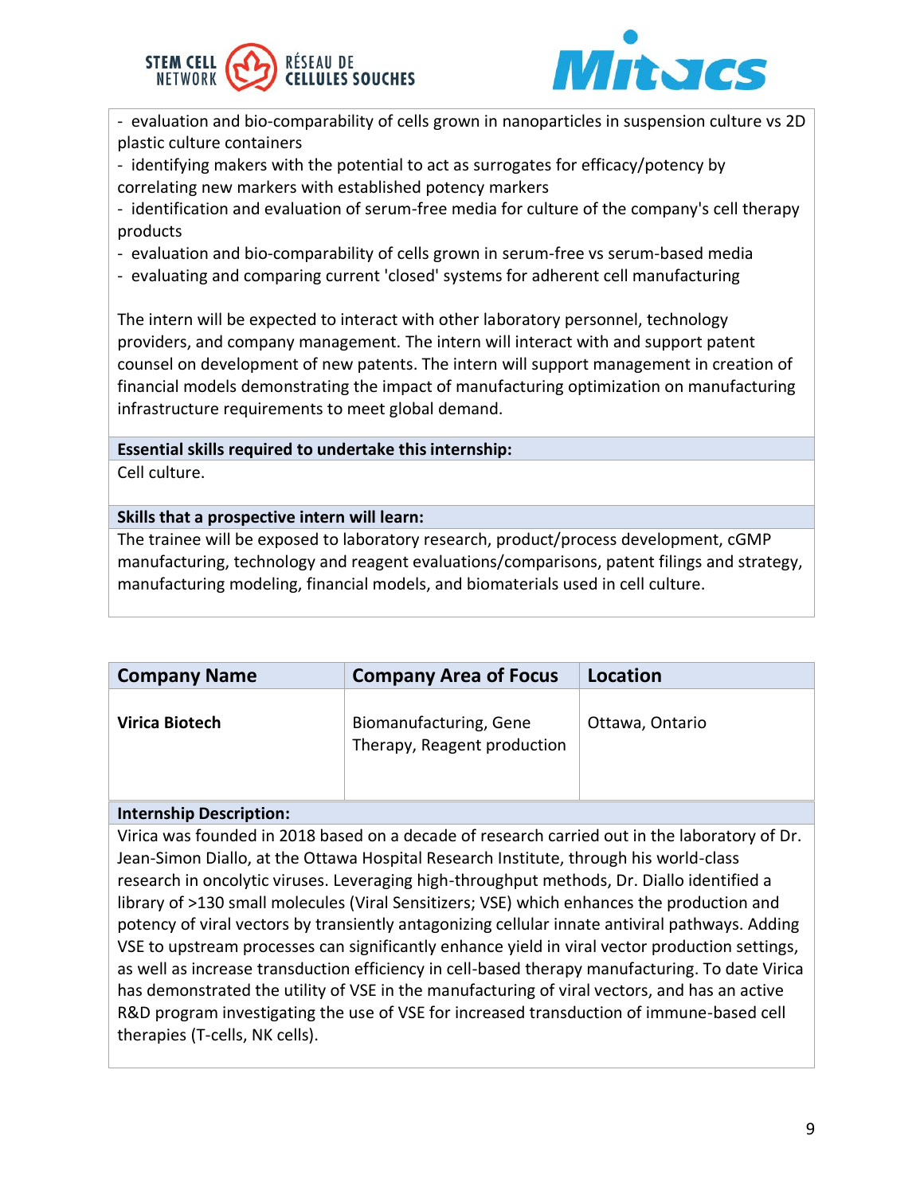- evaluation and bio-comparability of cells grown in nanoparticles in suspension culture vs 2D plastic culture containers
- identifying makers with the potential to act as surrogates for efficacy/potency by correlating new markers with established potency markers
- identification and evaluation of serum-free media for culture of the company's cell therapy products
- evaluation and bio-comparability of cells grown in serum-free vs serum-based media
- evaluating and comparing current 'closed' systems for adherent cell manufacturing

The intern will be expected to interact with other laboratory personnel, technology providers, and company management. The intern will interact with and support patent counsel on development of new patents. The intern will support management in creation of financial models demonstrating the impact of manufacturing optimization on manufacturing infrastructure requirements to meet global demand.

**Essential skills required to undertake this internship:**

Cell culture.

**Skills that a prospective intern will learn:**

The trainee will be exposed to laboratory research, product/process development, cGMP manufacturing, technology and reagent evaluations/comparisons, patent filings and strategy, manufacturing modeling, financial models, and biomaterials used in cell culture.

| Company Name | Company Area of Focus | Location |
| --- | --- | --- |
| **Virica Biotech** | Biomanufacturing, Gene Therapy, Reagent production | Ottawa, Ontario |

**Internship Description:**

Virica was founded in 2018 based on a decade of research carried out in the laboratory of Dr. Jean-Simon Diallo, at the Ottawa Hospital Research Institute, through his world-class research in oncolytic viruses. Leveraging high-throughput methods, Dr. Diallo identified a library of >130 small molecules (Viral Sensitizers; VSE) which enhances the production and potency of viral vectors by transiently antagonizing cellular innate antiviral pathways. Adding VSE to upstream processes can significantly enhance yield in viral vector production settings, as well as increase transduction efficiency in cell-based therapy manufacturing. To date Virica has demonstrated the utility of VSE in the manufacturing of viral vectors, and has an active R&D program investigating the use of VSE for increased transduction of immune-based cell therapies (T-cells, NK cells).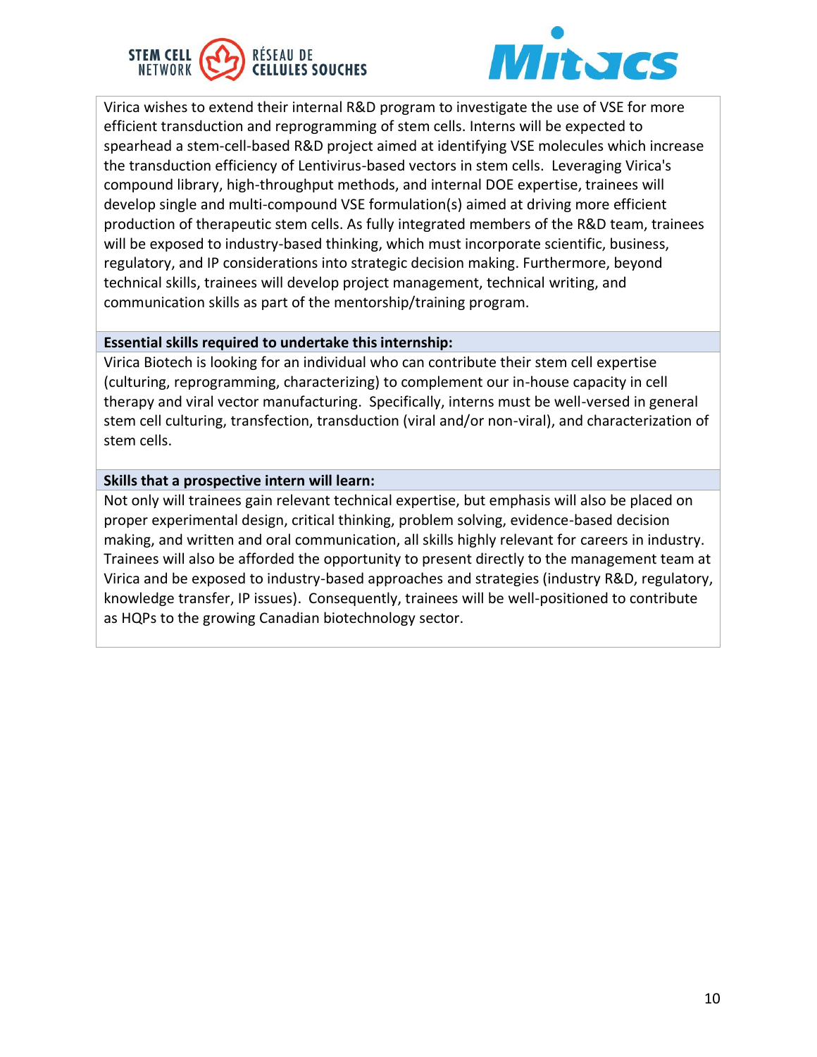Virica wishes to extend their internal R&D program to investigate the use of VSE for more efficient transduction and reprogramming of stem cells. Interns will be expected to spearhead a stem-cell-based R&D project aimed at identifying VSE molecules which increase the transduction efficiency of Lentivirus-based vectors in stem cells. Leveraging Virica's compound library, high-throughput methods, and internal DOE expertise, trainees will develop single and multi-compound VSE formulation(s) aimed at driving more efficient production of therapeutic stem cells. As fully integrated members of the R&D team, trainees will be exposed to industry-based thinking, which must incorporate scientific, business, regulatory, and IP considerations into strategic decision making. Furthermore, beyond technical skills, trainees will develop project management, technical writing, and communication skills as part of the mentorship/training program.

**Essential skills required to undertake this internship:**

Virica Biotech is looking for an individual who can contribute their stem cell expertise (culturing, reprogramming, characterizing) to complement our in-house capacity in cell therapy and viral vector manufacturing. Specifically, interns must be well-versed in general stem cell culturing, transfection, transduction (viral and/or non-viral), and characterization of stem cells.

**Skills that a prospective intern will learn:**

Not only will trainees gain relevant technical expertise, but emphasis will also be placed on proper experimental design, critical thinking, problem solving, evidence-based decision making, and written and oral communication, all skills highly relevant for careers in industry. Trainees will also be afforded the opportunity to present directly to the management team at Virica and be exposed to industry-based approaches and strategies (industry R&D, regulatory, knowledge transfer, IP issues). Consequently, trainees will be well-positioned to contribute as HQPs to the growing Canadian biotechnology sector.